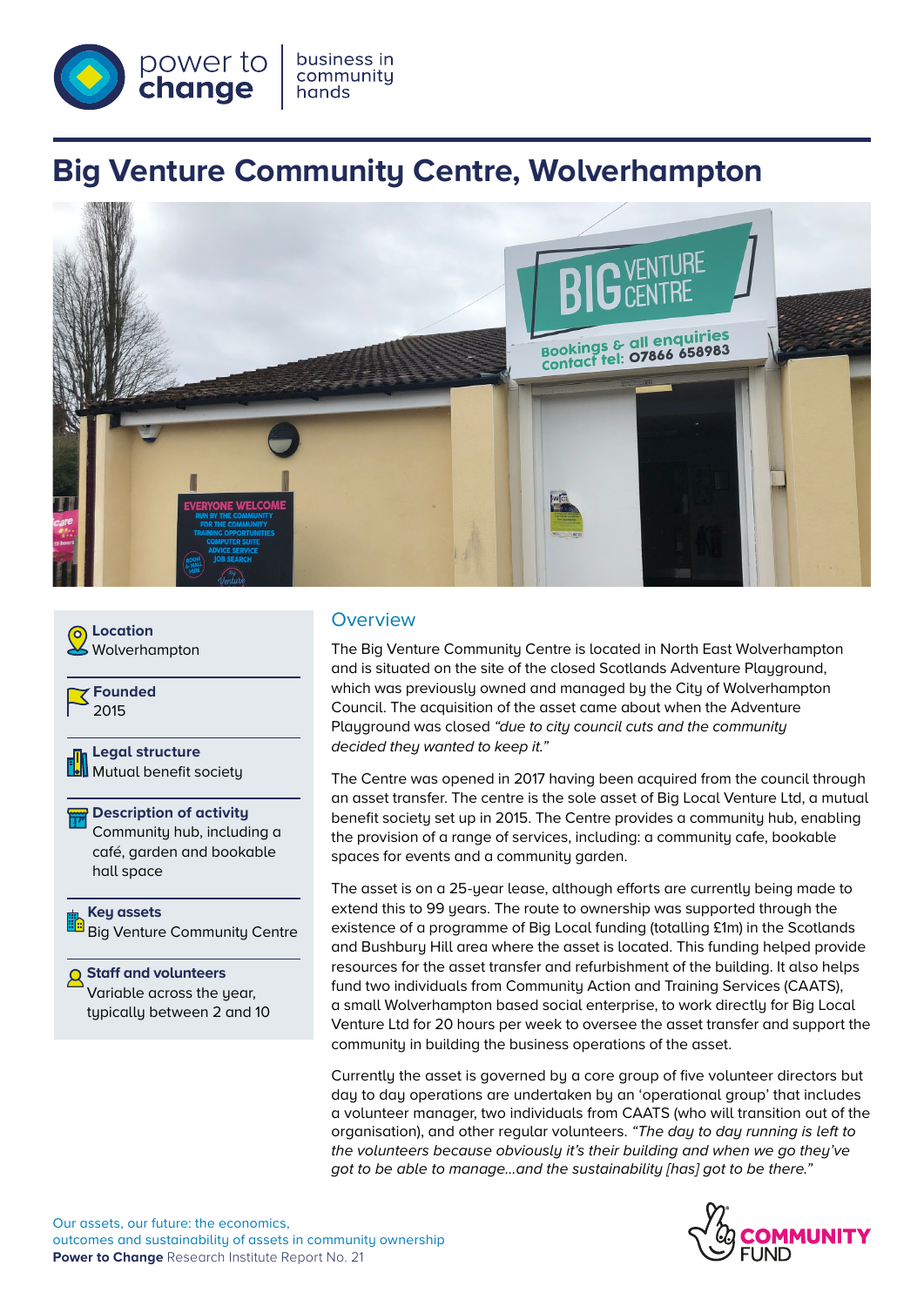# Big Venture Community Centre, Wolverhampton

**Location**
Wolverhampton

**Founded**
2015

**Legal structure**
Mutual benefit society

**Description of activity**
Community hub, including a café, garden and bookable hall space

**Key assets**
Big Venture Community Centre

**Staff and volunteers**
Variable across the year, typically between 2 and 10

## Overview

The Big Venture Community Centre is located in North East Wolverhampton and is situated on the site of the closed Scotlands Adventure Playground, which was previously owned and managed by the City of Wolverhampton Council. The acquisition of the asset came about when the Adventure Playground was closed *"due to city council cuts and the community decided they wanted to keep it."*

The Centre was opened in 2017 having been acquired from the council through an asset transfer. The centre is the sole asset of Big Local Venture Ltd, a mutual benefit society set up in 2015. The Centre provides a community hub, enabling the provision of a range of services, including: a community cafe, bookable spaces for events and a community garden.

The asset is on a 25-year lease, although efforts are currently being made to extend this to 99 years. The route to ownership was supported through the existence of a programme of Big Local funding (totalling £1m) in the Scotlands and Bushbury Hill area where the asset is located. This funding helped provide resources for the asset transfer and refurbishment of the building. It also helps fund two individuals from Community Action and Training Services (CAATS), a small Wolverhampton based social enterprise, to work directly for Big Local Venture Ltd for 20 hours per week to oversee the asset transfer and support the community in building the business operations of the asset.

Currently the asset is governed by a core group of five volunteer directors but day to day operations are undertaken by an 'operational group' that includes a volunteer manager, two individuals from CAATS (who will transition out of the organisation), and other regular volunteers. *"The day to day running is left to the volunteers because obviously it's their building and when we go they've got to be able to manage…and the sustainability [has] got to be there."*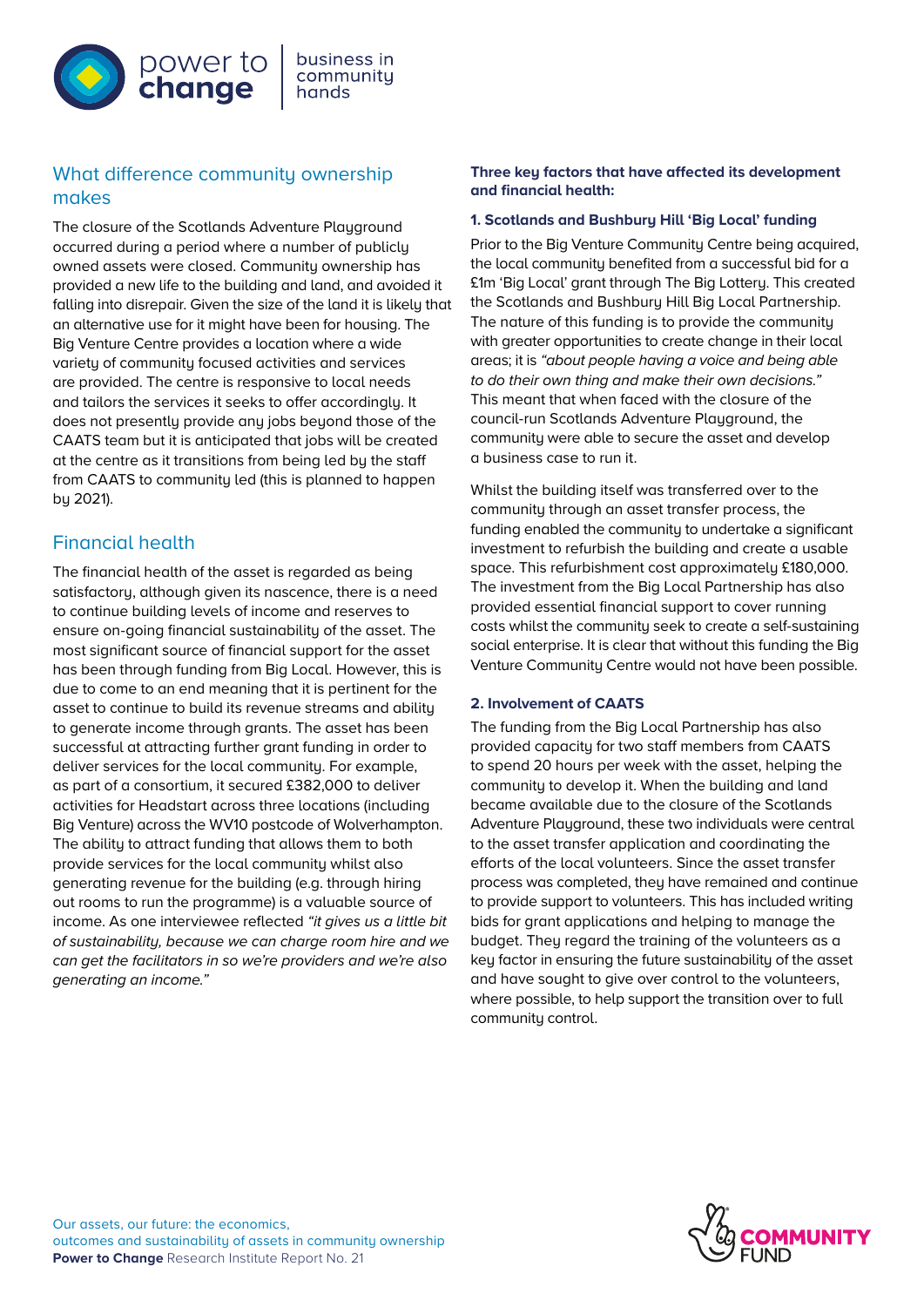## What difference community ownership makes

The closure of the Scotlands Adventure Playground occurred during a period where a number of publicly owned assets were closed. Community ownership has provided a new life to the building and land, and avoided it falling into disrepair. Given the size of the land it is likely that an alternative use for it might have been for housing. The Big Venture Centre provides a location where a wide variety of community focused activities and services are provided. The centre is responsive to local needs and tailors the services it seeks to offer accordingly. It does not presently provide any jobs beyond those of the CAATS team but it is anticipated that jobs will be created at the centre as it transitions from being led by the staff from CAATS to community led (this is planned to happen by 2021).

## Financial health

The financial health of the asset is regarded as being satisfactory, although given its nascence, there is a need to continue building levels of income and reserves to ensure on-going financial sustainability of the asset. The most significant source of financial support for the asset has been through funding from Big Local. However, this is due to come to an end meaning that it is pertinent for the asset to continue to build its revenue streams and ability to generate income through grants. The asset has been successful at attracting further grant funding in order to deliver services for the local community. For example, as part of a consortium, it secured £382,000 to deliver activities for Headstart across three locations (including Big Venture) across the WV10 postcode of Wolverhampton. The ability to attract funding that allows them to both provide services for the local community whilst also generating revenue for the building (e.g. through hiring out rooms to run the programme) is a valuable source of income. As one interviewee reflected *"it gives us a little bit of sustainability, because we can charge room hire and we can get the facilitators in so we're providers and we're also generating an income."*

**Three key factors that have affected its development and financial health:**

### 1. Scotlands and Bushbury Hill 'Big Local' funding

Prior to the Big Venture Community Centre being acquired, the local community benefited from a successful bid for a £1m 'Big Local' grant through The Big Lottery. This created the Scotlands and Bushbury Hill Big Local Partnership. The nature of this funding is to provide the community with greater opportunities to create change in their local areas; it is *"about people having a voice and being able to do their own thing and make their own decisions."* This meant that when faced with the closure of the council-run Scotlands Adventure Playground, the community were able to secure the asset and develop a business case to run it.

Whilst the building itself was transferred over to the community through an asset transfer process, the funding enabled the community to undertake a significant investment to refurbish the building and create a usable space. This refurbishment cost approximately £180,000. The investment from the Big Local Partnership has also provided essential financial support to cover running costs whilst the community seek to create a self-sustaining social enterprise. It is clear that without this funding the Big Venture Community Centre would not have been possible.

### 2. Involvement of CAATS

The funding from the Big Local Partnership has also provided capacity for two staff members from CAATS to spend 20 hours per week with the asset, helping the community to develop it. When the building and land became available due to the closure of the Scotlands Adventure Playground, these two individuals were central to the asset transfer application and coordinating the efforts of the local volunteers. Since the asset transfer process was completed, they have remained and continue to provide support to volunteers. This has included writing bids for grant applications and helping to manage the budget. They regard the training of the volunteers as a key factor in ensuring the future sustainability of the asset and have sought to give over control to the volunteers, where possible, to help support the transition over to full community control.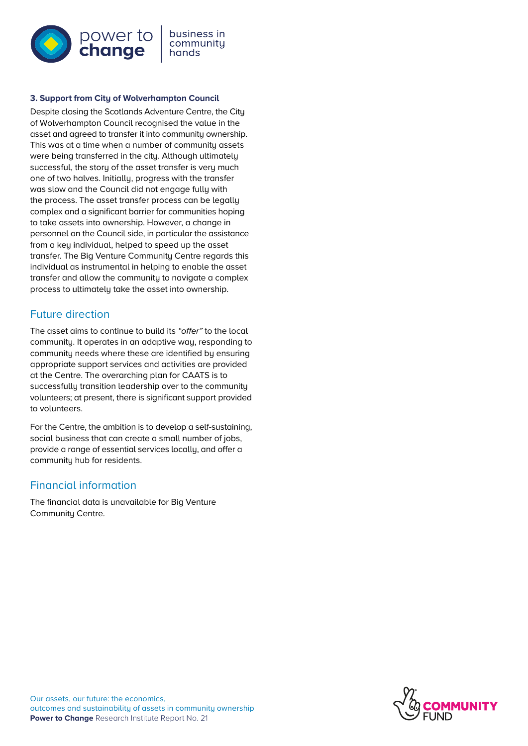**3. Support from City of Wolverhampton Council**

Despite closing the Scotlands Adventure Centre, the City of Wolverhampton Council recognised the value in the asset and agreed to transfer it into community ownership. This was at a time when a number of community assets were being transferred in the city. Although ultimately successful, the story of the asset transfer is very much one of two halves. Initially, progress with the transfer was slow and the Council did not engage fully with the process. The asset transfer process can be legally complex and a significant barrier for communities hoping to take assets into ownership. However, a change in personnel on the Council side, in particular the assistance from a key individual, helped to speed up the asset transfer. The Big Venture Community Centre regards this individual as instrumental in helping to enable the asset transfer and allow the community to navigate a complex process to ultimately take the asset into ownership.

## Future direction

The asset aims to continue to build its *"offer"* to the local community. It operates in an adaptive way, responding to community needs where these are identified by ensuring appropriate support services and activities are provided at the Centre. The overarching plan for CAATS is to successfully transition leadership over to the community volunteers; at present, there is significant support provided to volunteers.

For the Centre, the ambition is to develop a self-sustaining, social business that can create a small number of jobs, provide a range of essential services locally, and offer a community hub for residents.

## Financial information

The financial data is unavailable for Big Venture Community Centre.